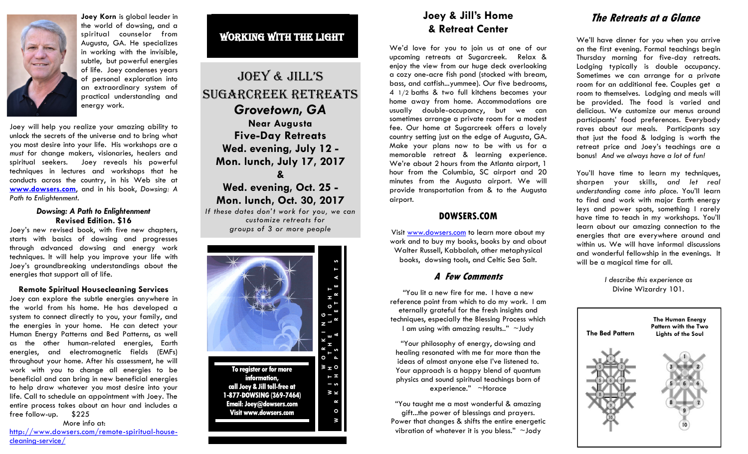**Joey Korn** is global leader in the world of dowsing, and a spiritual counselor from Augusta, GA. He specializes in working with the invisible, subtle, but powerful energies of life. Joey condenses years of personal exploration into an extraordinary system of practical understanding and energy work.

Joey will help you realize your amazing ability to unlock the secrets of the universe and to bring what you most desire into your life. His workshops are a *must* for change makers, visionaries, healers and spiritual seekers. Joey reveals his powerful techniques in lectures and workshops that he conducts across the country, in his Web site at **www.dowsers.com**, and in his book, *Dowsing: A Path to Enlightenment.*

### *Dowsing: A Path to Enlightenment* Revised Edition. $16

Joey's new revised book, with five new chapters, starts with basics of dowsing and progresses through advanced dowsing and energy work techniques. It will help you improve your life with Joey's groundbreaking understandings about the energies that support all of life.

### Remote Spiritual Housecleaning Services

Joey can explore the subtle energies anywhere in the world from his home. He has developed a system to connect directly to you, your family, and the energies in your home. He can detect your Human Energy Patterns and Bed Patterns, as well as the other human-related energies, Earth energies, and electromagnetic fields (EMFs) throughout your home. After his assessment, he will work with you to change all energies to be beneficial and can bring in new beneficial energies to help draw whatever you most desire into your life. Call to schedule an appointment with Joey. The entire process takes about an hour and includes a free follow-up. $225

More info at:
http://www.dowsers.com/remote-spiritual-house-cleaning-service/

# WORKING WITH THE LIGHT

## JOEY & JILL'S SUGARCREEK RETREATS

### *Grovetown, GA*

**Near Augusta**
**Five-Day Retreats**
**Wed. evening, July 12 - Mon. lunch, July 17, 2017**
**&**
**Wed. evening, Oct. 25 - Mon. lunch, Oct. 30, 2017**

*If these dates don't work for you, we can customize retreats for groups of 3 or more people*

**To register or for more information, call Joey & Jill toll-free at 1-877-DOWSING (369-7464) Email: Joey@dowsers.com Visit www.dowsers.com**

WORKING WITH THE LIGHT WORKSHOPS & RETREATS

## Joey & Jill's Home & Retreat Center

We'd love for you to join us at one of our upcoming retreats at Sugarcreek. Relax & enjoy the view from our huge deck overlooking a cozy one-acre fish pond (stocked with bream, bass, and catfish...yummee). Our five bedrooms, 4 1/2 baths & two full kitchens becomes your home away from home. Accommodations are usually double-occupancy, but we can sometimes arrange a private room for a modest fee. Our home at Sugarcreek offers a lovely country setting just on the edge of Augusta, GA. Make your plans now to be with us for a memorable retreat & learning experience. We're about 2 hours from the Atlanta airport, 1 hour from the Columbia, SC airport and 20 minutes from the Augusta airport. We will provide transportation from & to the Augusta airport.

## DOWSERS.COM

Visit www.dowsers.com to learn more about my work and to buy my books, books by and about Walter Russell, Kabbalah, other metaphysical books, dowsing tools, and Celtic Sea Salt.

## *A Few Comments*

"You lit a new fire for me. I have a new reference point from which to do my work. I am eternally grateful for the fresh insights and techniques, especially the Blessing Process which I am using with amazing results.." ~Judy

"Your philosophy of energy, dowsing and healing resonated with me far more than the ideas of almost anyone else I've listened to. Your approach is a happy blend of quantum physics and sound spiritual teachings born of experience." ~Horace

"You taught me a most wonderful & amazing gift...the power of blessings and prayers. Power that changes & shifts the entire energetic vibration of whatever it is you bless." ~Jody

## *The Retreats at a Glance*

We'll have dinner for you when you arrive on the first evening. Formal teachings begin Thursday morning for five-day retreats. Lodging typically is double occupancy. Sometimes we can arrange for a private room for an additional fee. Couples get a room to themselves. Lodging and meals will be provided. The food is varied and delicious. We customize our menus around participants' food preferences. Everybody raves about our meals. Participants say that just the food & lodging is worth the retreat price and Joey's teachings are a bonus! *And we always have a lot of fun!*

You'll have time to learn my techniques, sharpen your skills, *and let real understanding come into place.* You'll learn to find and work with major Earth energy leys and power spots, something I rarely have time to teach in my workshops. You'll learn about our amazing connection to the energies that are everywhere around and within us. We will have informal discussions and wonderful fellowship in the evenings. It will be a magical time for all.

*I describe this experience as* Divine Wizardry 101.

**The Bed Pattern** | **The Human Energy Pattern with the Two Lights of the Soul**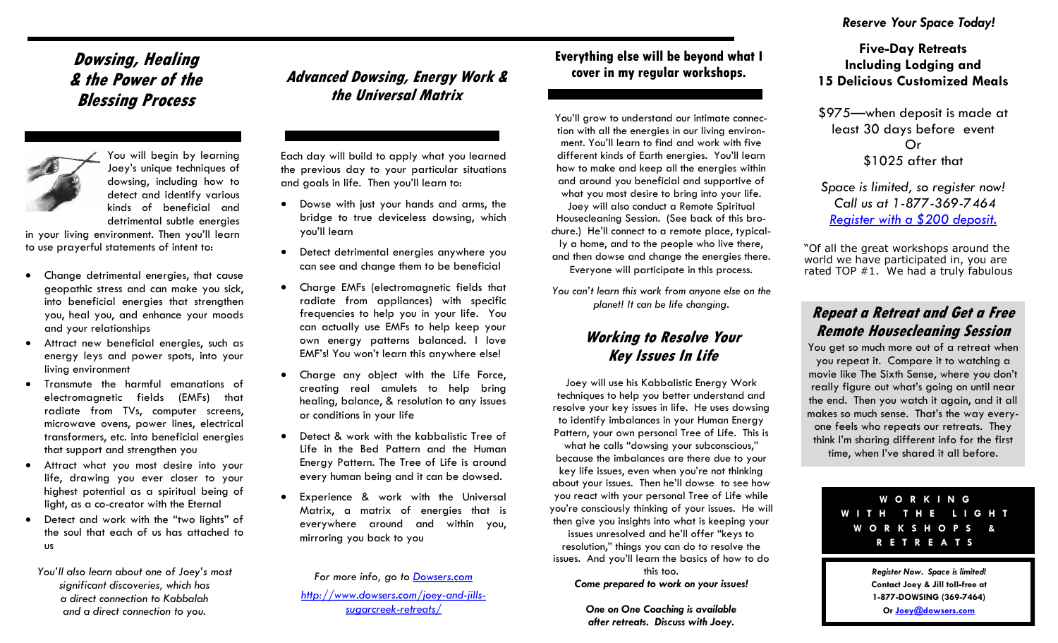## Dowsing, Healing & the Power of the Blessing Process

You will begin by learning Joey's unique techniques of dowsing, including how to detect and identify various kinds of beneficial and detrimental subtle energies in your living environment. Then you'll learn to use prayerful statements of intent to:

- Change detrimental energies, that cause geopathic stress and can make you sick, into beneficial energies that strengthen you, heal you, and enhance your moods and your relationships
- Attract new beneficial energies, such as energy leys and power spots, into your living environment
- Transmute the harmful emanations of electromagnetic fields (EMFs) that radiate from TVs, computer screens, microwave ovens, power lines, electrical transformers, etc. into beneficial energies that support and strengthen you
- Attract what you most desire into your life, drawing you ever closer to your highest potential as a spiritual being of light, as a co-creator with the Eternal
- Detect and work with the "two lights" of the soul that each of us has attached to us

*You'll also learn about one of Joey's most significant discoveries, which has a direct connection to Kabbalah and a direct connection to you.*

## Advanced Dowsing, Energy Work & the Universal Matrix

Each day will build to apply what you learned the previous day to your particular situations and goals in life. Then you'll learn to:

- Dowse with just your hands and arms, the bridge to true deviceless dowsing, which you'll learn
- Detect detrimental energies anywhere you can see and change them to be beneficial
- Charge EMFs (electromagnetic fields that radiate from appliances) with specific frequencies to help you in your life. You can actually use EMFs to help keep your own energy patterns balanced. I love EMF's! You won't learn this anywhere else!
- Charge any object with the Life Force, creating real amulets to help bring healing, balance, & resolution to any issues or conditions in your life
- Detect & work with the kabbalistic Tree of Life in the Bed Pattern and the Human Energy Pattern. The Tree of Life is around every human being and it can be dowsed.
- Experience & work with the Universal Matrix, a matrix of energies that is everywhere around and within you, mirroring you back to you

*For more info, go to Dowsers.com*

*http://www.dowsers.com/joey-and-jills-sugarcreek-retreats/*

## Everything else will be beyond what I cover in my regular workshops.

You'll grow to understand our intimate connection with all the energies in our living environment. You'll learn to find and work with five different kinds of Earth energies. You'll learn how to make and keep all the energies within and around you beneficial and supportive of what you most desire to bring into your life. Joey will also conduct a Remote Spiritual Housecleaning Session. (See back of this brochure.) He'll connect to a remote place, typically a home, and to the people who live there, and then dowse and change the energies there. Everyone will participate in this process.

*You can't learn this work from anyone else on the planet! It can be life changing.*

## Working to Resolve Your Key Issues In Life

Joey will use his Kabbalistic Energy Work techniques to help you better understand and resolve your key issues in life. He uses dowsing to identify imbalances in your Human Energy Pattern, your own personal Tree of Life. This is what he calls "dowsing your subconscious," because the imbalances are there due to your key life issues, even when you're not thinking about your issues. Then he'll dowse to see how you react with your personal Tree of Life while you're consciously thinking of your issues. He will then give you insights into what is keeping your issues unresolved and he'll offer "keys to resolution," things you can do to resolve the issues. And you'll learn the basics of how to do this too.

***Come prepared to work on your issues!***

***One on One Coaching is available after retreats. Discuss with Joey.***

***Reserve Your Space Today!***

**Five-Day Retreats Including Lodging and 15 Delicious Customized Meals**

$975—when deposit is made at least 30 days before event

Or

$1025 after that

*Space is limited, so register now!*
*Call us at 1-877-369-7464*
*Register with a $200 deposit.*

"Of all the great workshops around the world we have participated in, you are rated TOP #1. We had a truly fabulous

## Repeat a Retreat and Get a Free Remote Housecleaning Session

You get so much more out of a retreat when you repeat it. Compare it to watching a movie like The Sixth Sense, where you don't really figure out what's going on until near the end. Then you watch it again, and it all makes so much sense. That's the way everyone feels who repeats our retreats. They think I'm sharing different info for the first time, when I've shared it all before.

**WORKING WITH THE LIGHT WORKSHOPS & RETREATS**

***Register Now. Space is limited!***
***Contact Joey & Jill toll-free at***
***1-877-DOWSING (369-7464)***
***Or Joey@dowsers.com***